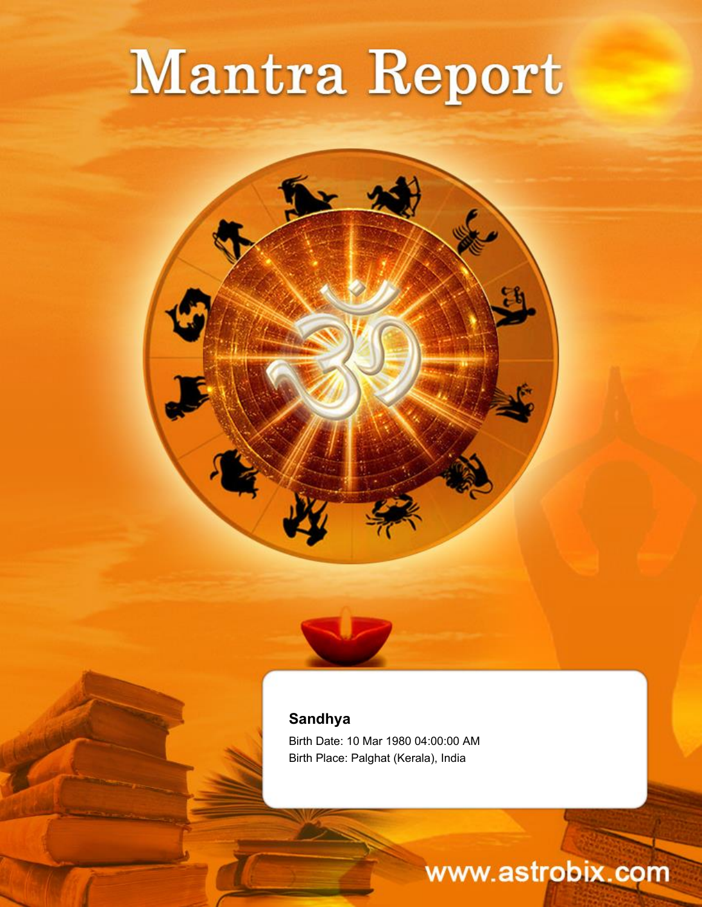# Mantra Report

**Sandhya**

Birth Date: 10 Mar 1980 04:00:00 AM

Birth Place: Palghat (Kerala), India

www.astrobix.com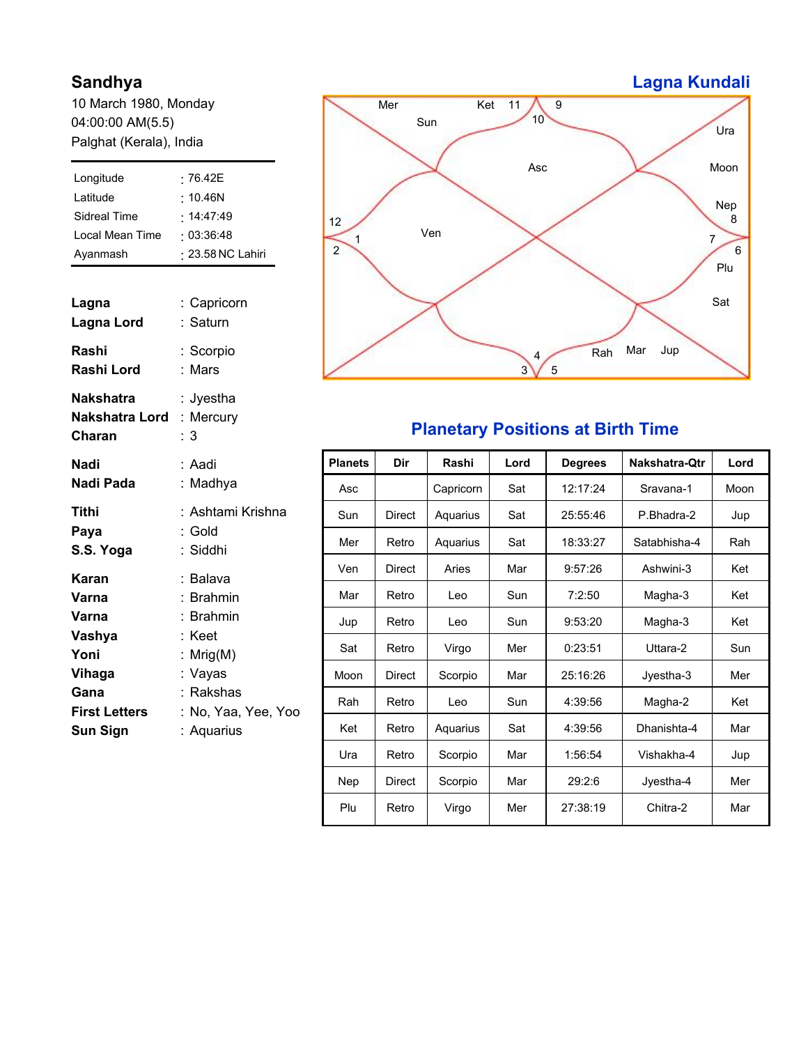# Sandhya

10 March 1980, Monday
04:00:00 AM(5.5)
Palghat (Kerala), India

| | |
|---|---|
| Longitude | : 76.42E |
| Latitude | : 10.46N |
| Sidreal Time | : 14:47:49 |
| Local Mean Time | : 03:36:48 |
| Ayanmash | : 23.58 NC Lahiri |

**Lagna** : Capricorn
**Lagna Lord** : Saturn

**Rashi** : Scorpio
**Rashi Lord** : Mars

**Nakshatra** : Jyestha
**Nakshatra Lord** : Mercury
**Charan** : 3

**Nadi** : Aadi
**Nadi Pada** : Madhya

**Tithi** : Ashtami Krishna
**Paya** : Gold
**S.S. Yoga** : Siddhi

**Karan** : Balava
**Varna** : Brahmin
**Varna** : Brahmin
**Vashya** : Keet
**Yoni** : Mrig(M)
**Vihaga** : Vayas
**Gana** : Rakshas
**First Letters** : No, Yaa, Yee, Yoo
**Sun Sign** : Aquarius

## Lagna Kundali

- House 10 (Asc): Asc
- House 11: Sun, Mer, Ket
- House 12: —
- House 1: Ven
- House 2: —
- House 3: —
- House 4: —
- House 5: Rah, Mar, Jup
- House 6: Plu, Sat
- House 7: —
- House 8: Ura, Moon, Nep
- House 9: —

## Planetary Positions at Birth Time

| Planets | Dir | Rashi | Lord | Degrees | Nakshatra-Qtr | Lord |
|---|---|---|---|---|---|---|
| Asc | | Capricorn | Sat | 12:17:24 | Sravana-1 | Moon |
| Sun | Direct | Aquarius | Sat | 25:55:46 | P.Bhadra-2 | Jup |
| Mer | Retro | Aquarius | Sat | 18:33:27 | Satabhisha-4 | Rah |
| Ven | Direct | Aries | Mar | 9:57:26 | Ashwini-3 | Ket |
| Mar | Retro | Leo | Sun | 7:2:50 | Magha-3 | Ket |
| Jup | Retro | Leo | Sun | 9:53:20 | Magha-3 | Ket |
| Sat | Retro | Virgo | Mer | 0:23:51 | Uttara-2 | Sun |
| Moon | Direct | Scorpio | Mar | 25:16:26 | Jyestha-3 | Mer |
| Rah | Retro | Leo | Sun | 4:39:56 | Magha-2 | Ket |
| Ket | Retro | Aquarius | Sat | 4:39:56 | Dhanishta-4 | Mar |
| Ura | Retro | Scorpio | Mar | 1:56:54 | Vishakha-4 | Jup |
| Nep | Direct | Scorpio | Mar | 29:2:6 | Jyestha-4 | Mer |
| Plu | Retro | Virgo | Mer | 27:38:19 | Chitra-2 | Mar |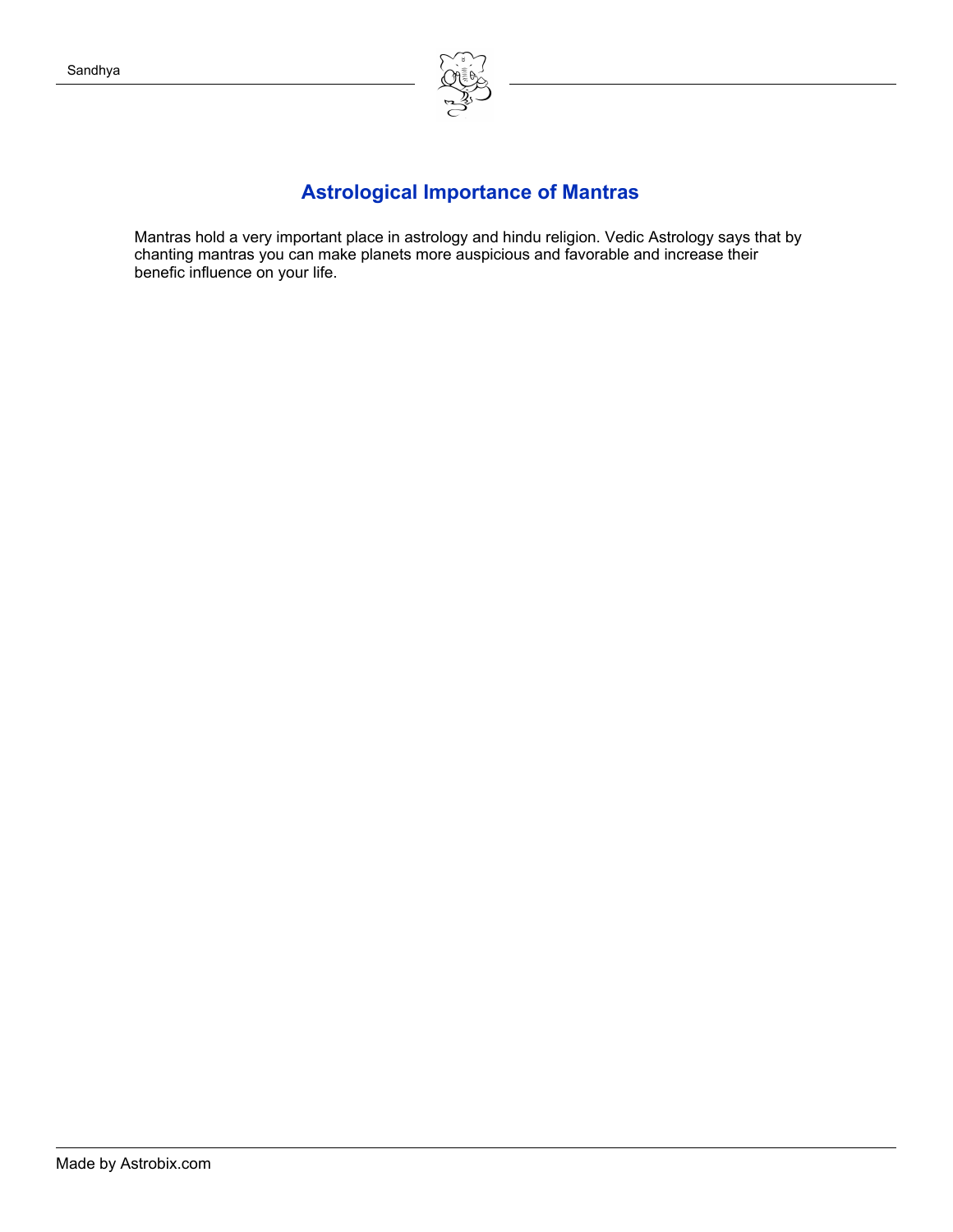## Astrological Importance of Mantras

Mantras hold a very important place in astrology and hindu religion. Vedic Astrology says that by chanting mantras you can make planets more auspicious and favorable and increase their benefic influence on your life.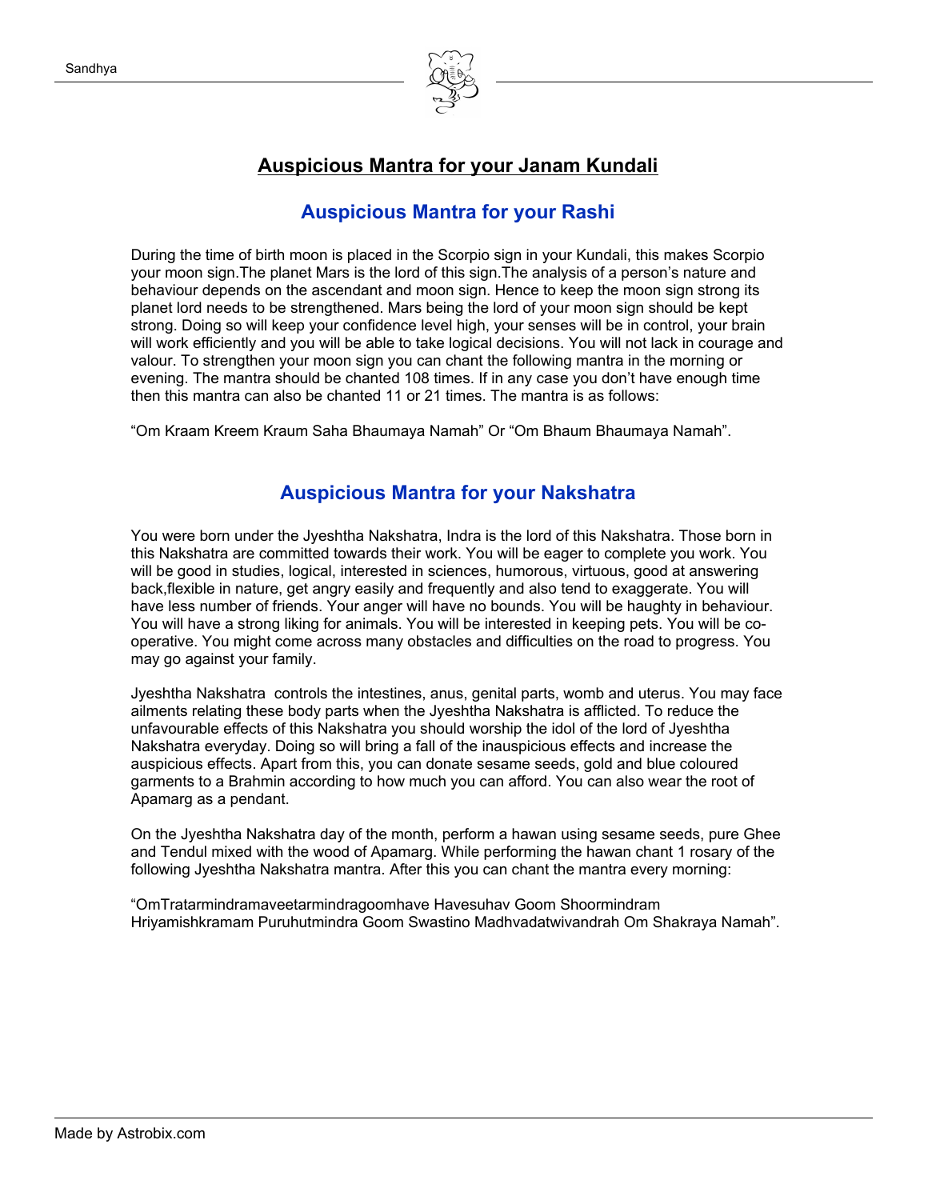## Auspicious Mantra for your Janam Kundali

### Auspicious Mantra for your Rashi

During the time of birth moon is placed in the Scorpio sign in your Kundali, this makes Scorpio your moon sign.The planet Mars is the lord of this sign.The analysis of a person's nature and behaviour depends on the ascendant and moon sign. Hence to keep the moon sign strong its planet lord needs to be strengthened. Mars being the lord of your moon sign should be kept strong. Doing so will keep your confidence level high, your senses will be in control, your brain will work efficiently and you will be able to take logical decisions. You will not lack in courage and valour. To strengthen your moon sign you can chant the following mantra in the morning or evening. The mantra should be chanted 108 times. If in any case you don't have enough time then this mantra can also be chanted 11 or 21 times. The mantra is as follows:

"Om Kraam Kreem Kraum Saha Bhaumaya Namah" Or "Om Bhaum Bhaumaya Namah".

### Auspicious Mantra for your Nakshatra

You were born under the Jyeshtha Nakshatra, Indra is the lord of this Nakshatra. Those born in this Nakshatra are committed towards their work. You will be eager to complete you work. You will be good in studies, logical, interested in sciences, humorous, virtuous, good at answering back,flexible in nature, get angry easily and frequently and also tend to exaggerate. You will have less number of friends. Your anger will have no bounds. You will be haughty in behaviour. You will have a strong liking for animals. You will be interested in keeping pets. You will be co-operative. You might come across many obstacles and difficulties on the road to progress. You may go against your family.

Jyeshtha Nakshatra controls the intestines, anus, genital parts, womb and uterus. You may face ailments relating these body parts when the Jyeshtha Nakshatra is afflicted. To reduce the unfavourable effects of this Nakshatra you should worship the idol of the lord of Jyeshtha Nakshatra everyday. Doing so will bring a fall of the inauspicious effects and increase the auspicious effects. Apart from this, you can donate sesame seeds, gold and blue coloured garments to a Brahmin according to how much you can afford. You can also wear the root of Apamarg as a pendant.

On the Jyeshtha Nakshatra day of the month, perform a hawan using sesame seeds, pure Ghee and Tendul mixed with the wood of Apamarg. While performing the hawan chant 1 rosary of the following Jyeshtha Nakshatra mantra. After this you can chant the mantra every morning:

"OmTratarmindramaveetarmindragoomhave Havesuhav Goom Shoormindram Hriyamishkramam Puruhutmindra Goom Swastino Madhvadatwivandrah Om Shakraya Namah".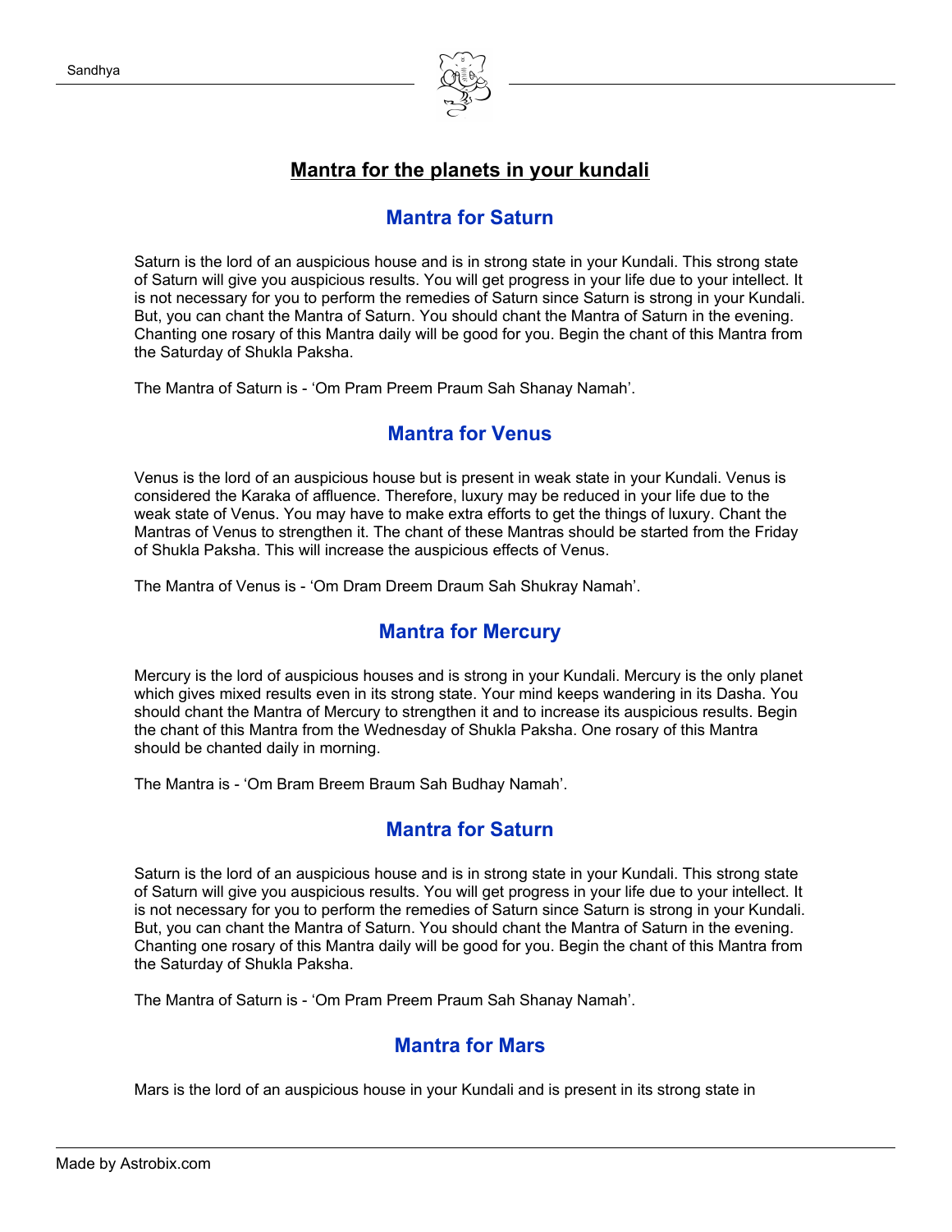## Mantra for the planets in your kundali

### Mantra for Saturn

Saturn is the lord of an auspicious house and is in strong state in your Kundali. This strong state of Saturn will give you auspicious results. You will get progress in your life due to your intellect. It is not necessary for you to perform the remedies of Saturn since Saturn is strong in your Kundali. But, you can chant the Mantra of Saturn. You should chant the Mantra of Saturn in the evening. Chanting one rosary of this Mantra daily will be good for you. Begin the chant of this Mantra from the Saturday of Shukla Paksha.

The Mantra of Saturn is - 'Om Pram Preem Praum Sah Shanay Namah'.

### Mantra for Venus

Venus is the lord of an auspicious house but is present in weak state in your Kundali. Venus is considered the Karaka of affluence. Therefore, luxury may be reduced in your life due to the weak state of Venus. You may have to make extra efforts to get the things of luxury. Chant the Mantras of Venus to strengthen it. The chant of these Mantras should be started from the Friday of Shukla Paksha. This will increase the auspicious effects of Venus.

The Mantra of Venus is - 'Om Dram Dreem Draum Sah Shukray Namah'.

### Mantra for Mercury

Mercury is the lord of auspicious houses and is strong in your Kundali. Mercury is the only planet which gives mixed results even in its strong state. Your mind keeps wandering in its Dasha. You should chant the Mantra of Mercury to strengthen it and to increase its auspicious results. Begin the chant of this Mantra from the Wednesday of Shukla Paksha. One rosary of this Mantra should be chanted daily in morning.

The Mantra is - 'Om Bram Breem Braum Sah Budhay Namah'.

### Mantra for Saturn

Saturn is the lord of an auspicious house and is in strong state in your Kundali. This strong state of Saturn will give you auspicious results. You will get progress in your life due to your intellect. It is not necessary for you to perform the remedies of Saturn since Saturn is strong in your Kundali. But, you can chant the Mantra of Saturn. You should chant the Mantra of Saturn in the evening. Chanting one rosary of this Mantra daily will be good for you. Begin the chant of this Mantra from the Saturday of Shukla Paksha.

The Mantra of Saturn is - 'Om Pram Preem Praum Sah Shanay Namah'.

### Mantra for Mars

Mars is the lord of an auspicious house in your Kundali and is present in its strong state in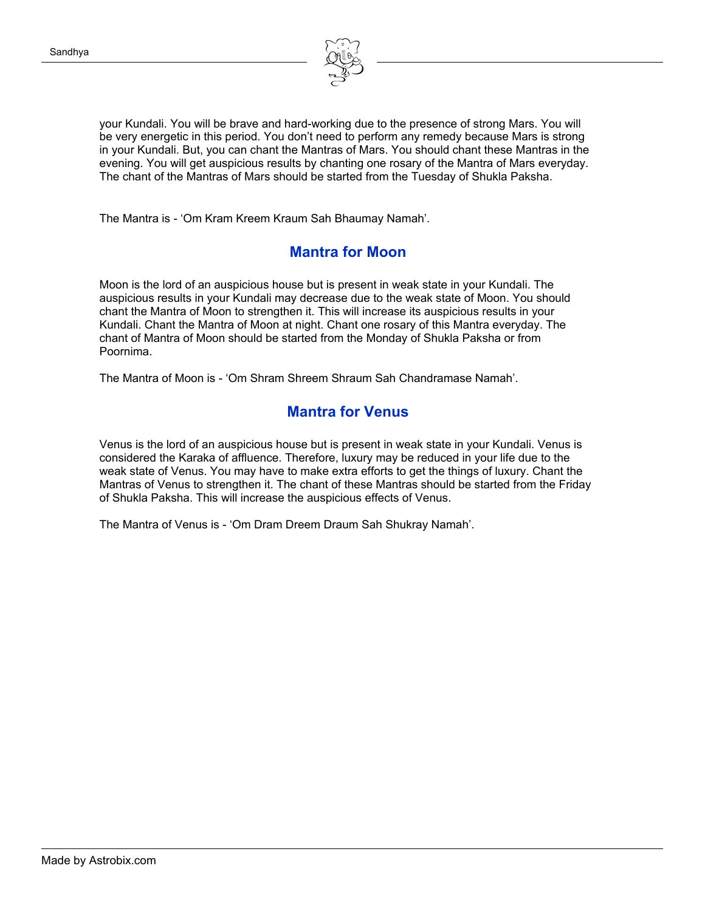your Kundali. You will be brave and hard-working due to the presence of strong Mars. You will be very energetic in this period. You don’t need to perform any remedy because Mars is strong in your Kundali. But, you can chant the Mantras of Mars. You should chant these Mantras in the evening. You will get auspicious results by chanting one rosary of the Mantra of Mars everyday. The chant of the Mantras of Mars should be started from the Tuesday of Shukla Paksha.

The Mantra is - ‘Om Kram Kreem Kraum Sah Bhaumay Namah’.

## Mantra for Moon

Moon is the lord of an auspicious house but is present in weak state in your Kundali. The auspicious results in your Kundali may decrease due to the weak state of Moon. You should chant the Mantra of Moon to strengthen it. This will increase its auspicious results in your Kundali. Chant the Mantra of Moon at night. Chant one rosary of this Mantra everyday. The chant of Mantra of Moon should be started from the Monday of Shukla Paksha or from Poornima.

The Mantra of Moon is - ‘Om Shram Shreem Shraum Sah Chandramase Namah’.

## Mantra for Venus

Venus is the lord of an auspicious house but is present in weak state in your Kundali. Venus is considered the Karaka of affluence. Therefore, luxury may be reduced in your life due to the weak state of Venus. You may have to make extra efforts to get the things of luxury. Chant the Mantras of Venus to strengthen it. The chant of these Mantras should be started from the Friday of Shukla Paksha. This will increase the auspicious effects of Venus.

The Mantra of Venus is - ‘Om Dram Dreem Draum Sah Shukray Namah’.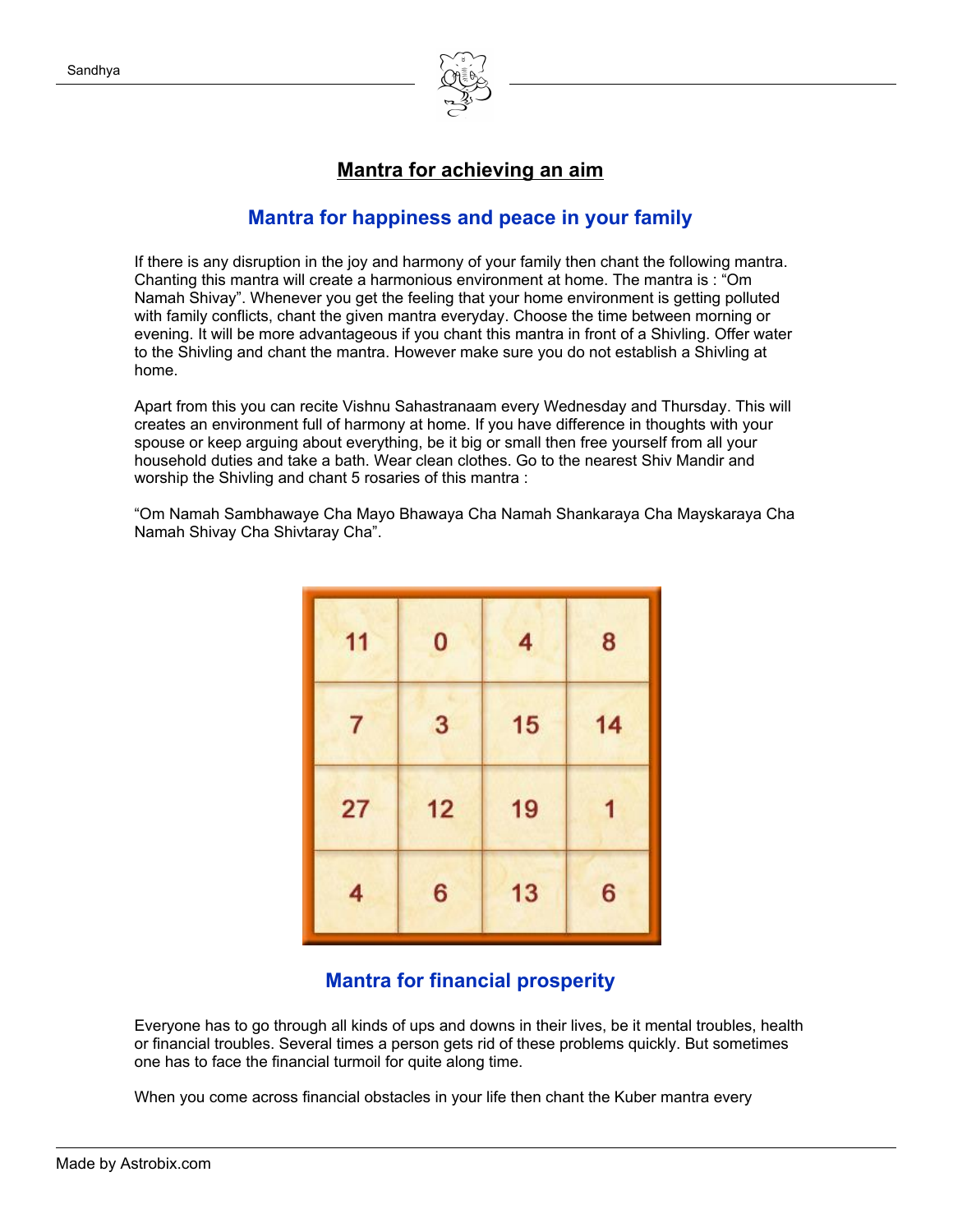## Mantra for achieving an aim

### Mantra for happiness and peace in your family

If there is any disruption in the joy and harmony of your family then chant the following mantra. Chanting this mantra will create a harmonious environment at home. The mantra is : “Om Namah Shivay”. Whenever you get the feeling that your home environment is getting polluted with family conflicts, chant the given mantra everyday. Choose the time between morning or evening. It will be more advantageous if you chant this mantra in front of a Shivling. Offer water to the Shivling and chant the mantra. However make sure you do not establish a Shivling at home.

Apart from this you can recite Vishnu Sahastranaam every Wednesday and Thursday. This will creates an environment full of harmony at home. If you have difference in thoughts with your spouse or keep arguing about everything, be it big or small then free yourself from all your household duties and take a bath. Wear clean clothes. Go to the nearest Shiv Mandir and worship the Shivling and chant 5 rosaries of this mantra :

“Om Namah Sambhawaye Cha Mayo Bhawaya Cha Namah Shankaraya Cha Mayskaraya Cha Namah Shivay Cha Shivtaray Cha”.

| | | | |
|---|---|---|---|
| 11 | 0 | 4 | 8 |
| 7 | 3 | 15 | 14 |
| 27 | 12 | 19 | 1 |
| 4 | 6 | 13 | 6 |

### Mantra for financial prosperity

Everyone has to go through all kinds of ups and downs in their lives, be it mental troubles, health or financial troubles. Several times a person gets rid of these problems quickly. But sometimes one has to face the financial turmoil for quite along time.

When you come across financial obstacles in your life then chant the Kuber mantra every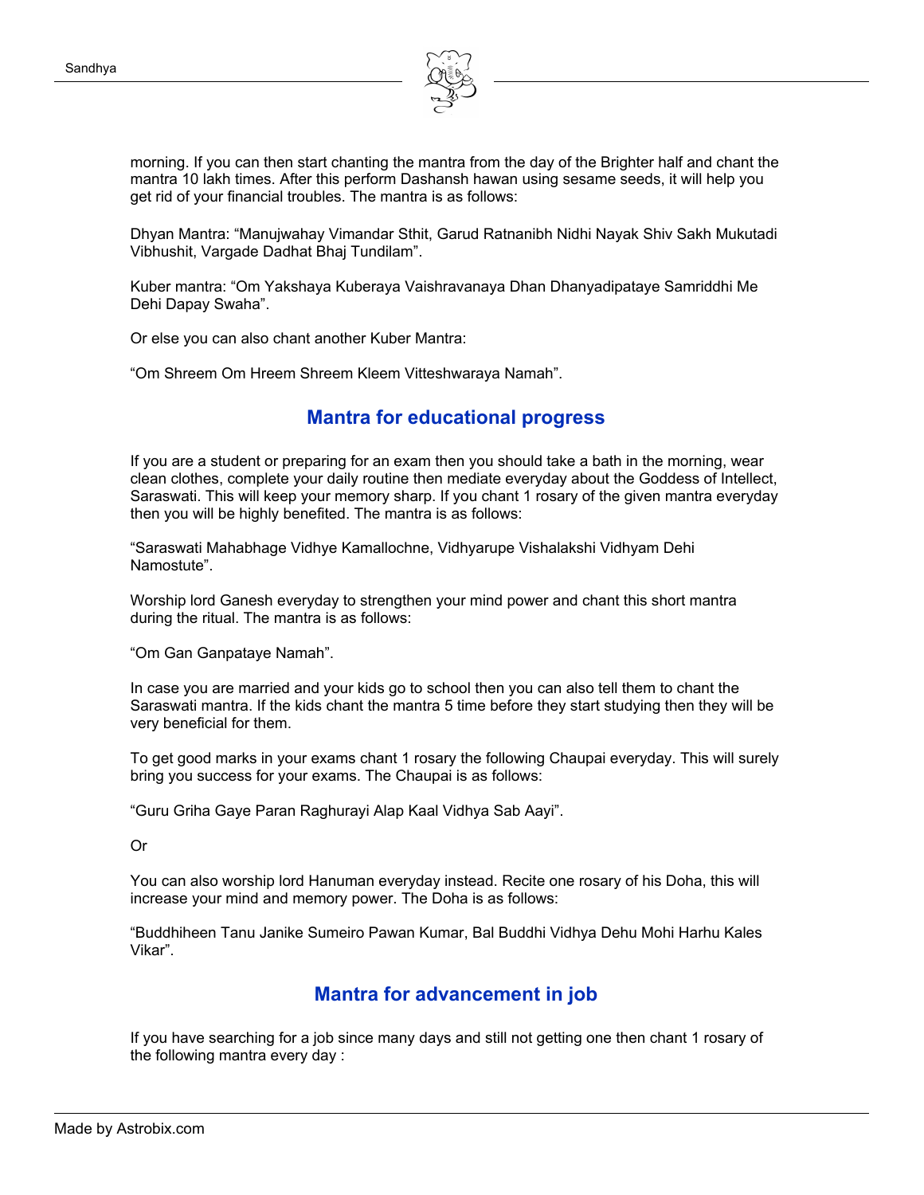morning. If you can then start chanting the mantra from the day of the Brighter half and chant the mantra 10 lakh times. After this perform Dashansh hawan using sesame seeds, it will help you get rid of your financial troubles. The mantra is as follows:

Dhyan Mantra: "Manujwahay Vimandar Sthit, Garud Ratnanibh Nidhi Nayak Shiv Sakh Mukutadi Vibhushit, Vargade Dadhat Bhaj Tundilam".

Kuber mantra: "Om Yakshaya Kuberaya Vaishravanaya Dhan Dhanyadipataye Samriddhi Me Dehi Dapay Swaha".

Or else you can also chant another Kuber Mantra:

"Om Shreem Om Hreem Shreem Kleem Vitteshwaraya Namah".

## Mantra for educational progress

If you are a student or preparing for an exam then you should take a bath in the morning, wear clean clothes, complete your daily routine then mediate everyday about the Goddess of Intellect, Saraswati. This will keep your memory sharp. If you chant 1 rosary of the given mantra everyday then you will be highly benefited. The mantra is as follows:

"Saraswati Mahabhage Vidhye Kamallochne, Vidhyarupe Vishalakshi Vidhyam Dehi Namostute".

Worship lord Ganesh everyday to strengthen your mind power and chant this short mantra during the ritual. The mantra is as follows:

"Om Gan Ganpataye Namah".

In case you are married and your kids go to school then you can also tell them to chant the Saraswati mantra. If the kids chant the mantra 5 time before they start studying then they will be very beneficial for them.

To get good marks in your exams chant 1 rosary the following Chaupai everyday. This will surely bring you success for your exams. The Chaupai is as follows:

"Guru Griha Gaye Paran Raghurayi Alap Kaal Vidhya Sab Aayi".

Or

You can also worship lord Hanuman everyday instead. Recite one rosary of his Doha, this will increase your mind and memory power. The Doha is as follows:

"Buddhiheen Tanu Janike Sumeiro Pawan Kumar, Bal Buddhi Vidhya Dehu Mohi Harhu Kales Vikar".

## Mantra for advancement in job

If you have searching for a job since many days and still not getting one then chant 1 rosary of the following mantra every day :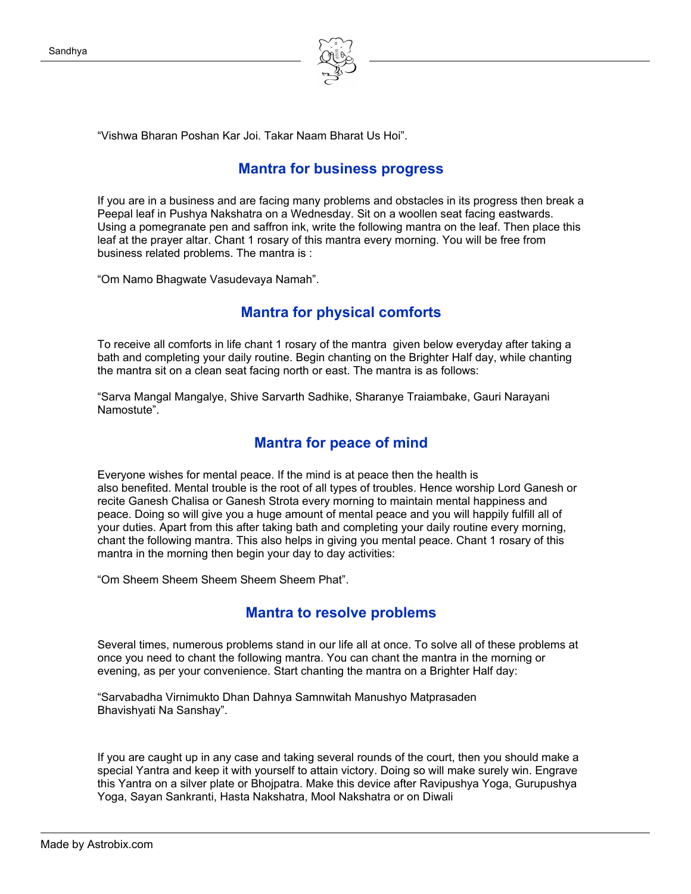"Vishwa Bharan Poshan Kar Joi. Takar Naam Bharat Us Hoi".

## Mantra for business progress

If you are in a business and are facing many problems and obstacles in its progress then break a Peepal leaf in Pushya Nakshatra on a Wednesday. Sit on a woollen seat facing eastwards. Using a pomegranate pen and saffron ink, write the following mantra on the leaf. Then place this leaf at the prayer altar. Chant 1 rosary of this mantra every morning. You will be free from business related problems. The mantra is :

"Om Namo Bhagwate Vasudevaya Namah".

## Mantra for physical comforts

To receive all comforts in life chant 1 rosary of the mantra given below everyday after taking a bath and completing your daily routine. Begin chanting on the Brighter Half day, while chanting the mantra sit on a clean seat facing north or east. The mantra is as follows:

"Sarva Mangal Mangalye, Shive Sarvarth Sadhike, Sharanye Traiambake, Gauri Narayani Namostute".

## Mantra for peace of mind

Everyone wishes for mental peace. If the mind is at peace then the health is also benefited. Mental trouble is the root of all types of troubles. Hence worship Lord Ganesh or recite Ganesh Chalisa or Ganesh Strota every morning to maintain mental happiness and peace. Doing so will give you a huge amount of mental peace and you will happily fulfill all of your duties. Apart from this after taking bath and completing your daily routine every morning, chant the following mantra. This also helps in giving you mental peace. Chant 1 rosary of this mantra in the morning then begin your day to day activities:

"Om Sheem Sheem Sheem Sheem Sheem Phat".

## Mantra to resolve problems

Several times, numerous problems stand in our life all at once. To solve all of these problems at once you need to chant the following mantra. You can chant the mantra in the morning or evening, as per your convenience. Start chanting the mantra on a Brighter Half day:

"Sarvabadha Virnimukto Dhan Dahnya Samnwitah Manushyo Matprasaden Bhavishyati Na Sanshay".

If you are caught up in any case and taking several rounds of the court, then you should make a special Yantra and keep it with yourself to attain victory. Doing so will make surely win. Engrave this Yantra on a silver plate or Bhojpatra. Make this device after Ravipushya Yoga, Gurupushya Yoga, Sayan Sankranti, Hasta Nakshatra, Mool Nakshatra or on Diwali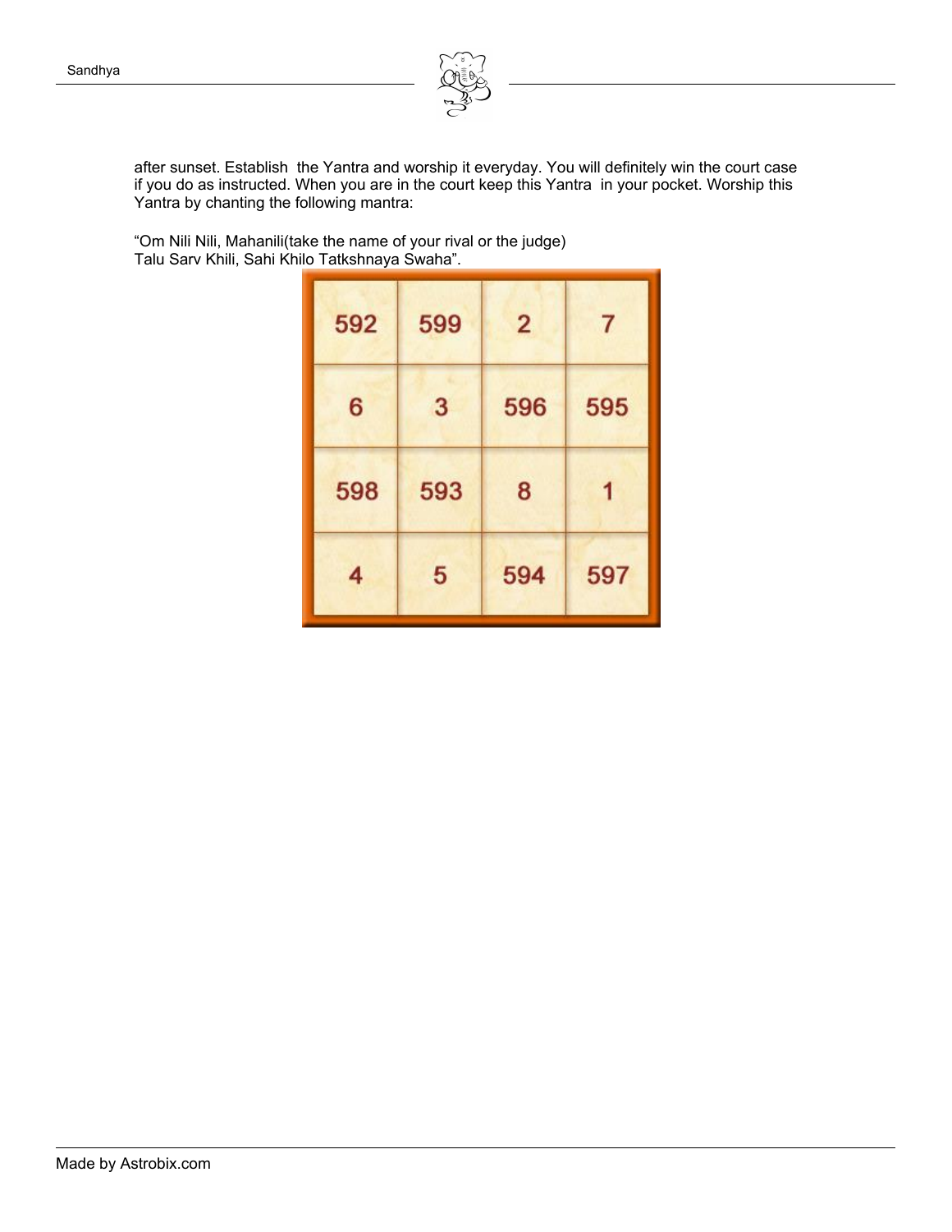after sunset. Establish the Yantra and worship it everyday. You will definitely win the court case if you do as instructed. When you are in the court keep this Yantra in your pocket. Worship this Yantra by chanting the following mantra:

“Om Nili Nili, Mahanili(take the name of your rival or the judge)
Talu Sarv Khili, Sahi Khilo Tatkshnaya Swaha”.

| | | | |
|---|---|---|---|
| 592 | 599 | 2 | 7 |
| 6 | 3 | 596 | 595 |
| 598 | 593 | 8 | 1 |
| 4 | 5 | 594 | 597 |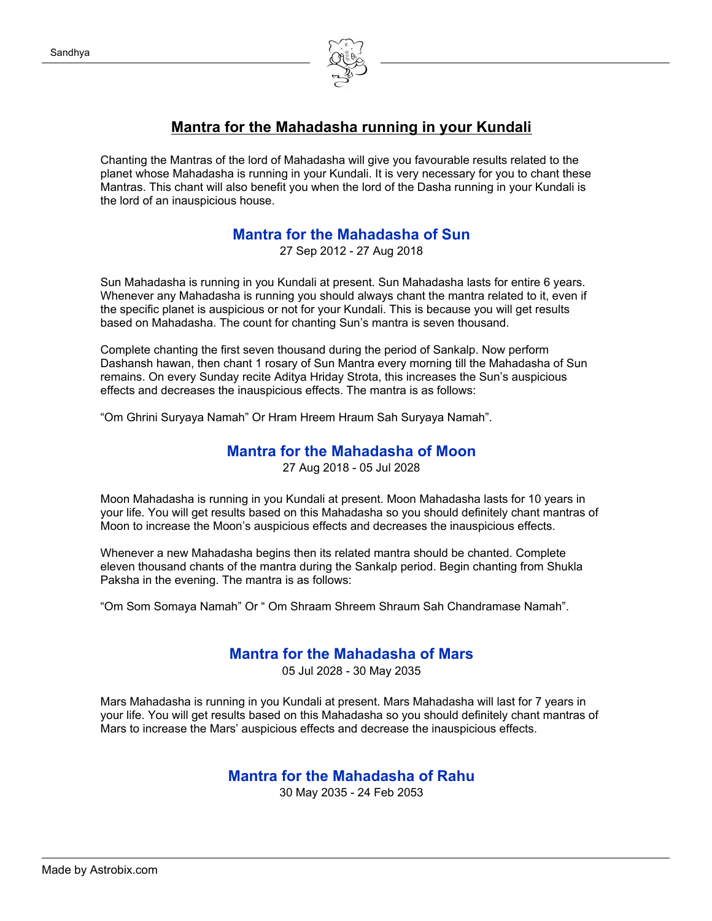# Mantra for the Mahadasha running in your Kundali

Chanting the Mantras of the lord of Mahadasha will give you favourable results related to the planet whose Mahadasha is running in your Kundali. It is very necessary for you to chant these Mantras. This chant will also benefit you when the lord of the Dasha running in your Kundali is the lord of an inauspicious house.

## Mantra for the Mahadasha of Sun

27 Sep 2012 - 27 Aug 2018

Sun Mahadasha is running in you Kundali at present. Sun Mahadasha lasts for entire 6 years. Whenever any Mahadasha is running you should always chant the mantra related to it, even if the specific planet is auspicious or not for your Kundali. This is because you will get results based on Mahadasha. The count for chanting Sun's mantra is seven thousand.

Complete chanting the first seven thousand during the period of Sankalp. Now perform Dashansh hawan, then chant 1 rosary of Sun Mantra every morning till the Mahadasha of Sun remains. On every Sunday recite Aditya Hriday Strota, this increases the Sun's auspicious effects and decreases the inauspicious effects. The mantra is as follows:

"Om Ghrini Suryaya Namah" Or Hram Hreem Hraum Sah Suryaya Namah".

## Mantra for the Mahadasha of Moon

27 Aug 2018 - 05 Jul 2028

Moon Mahadasha is running in you Kundali at present. Moon Mahadasha lasts for 10 years in your life. You will get results based on this Mahadasha so you should definitely chant mantras of Moon to increase the Moon's auspicious effects and decreases the inauspicious effects.

Whenever a new Mahadasha begins then its related mantra should be chanted. Complete eleven thousand chants of the mantra during the Sankalp period. Begin chanting from Shukla Paksha in the evening. The mantra is as follows:

"Om Som Somaya Namah" Or " Om Shraam Shreem Shraum Sah Chandramase Namah".

## Mantra for the Mahadasha of Mars

05 Jul 2028 - 30 May 2035

Mars Mahadasha is running in you Kundali at present. Mars Mahadasha will last for 7 years in your life. You will get results based on this Mahadasha so you should definitely chant mantras of Mars to increase the Mars' auspicious effects and decrease the inauspicious effects.

## Mantra for the Mahadasha of Rahu

30 May 2035 - 24 Feb 2053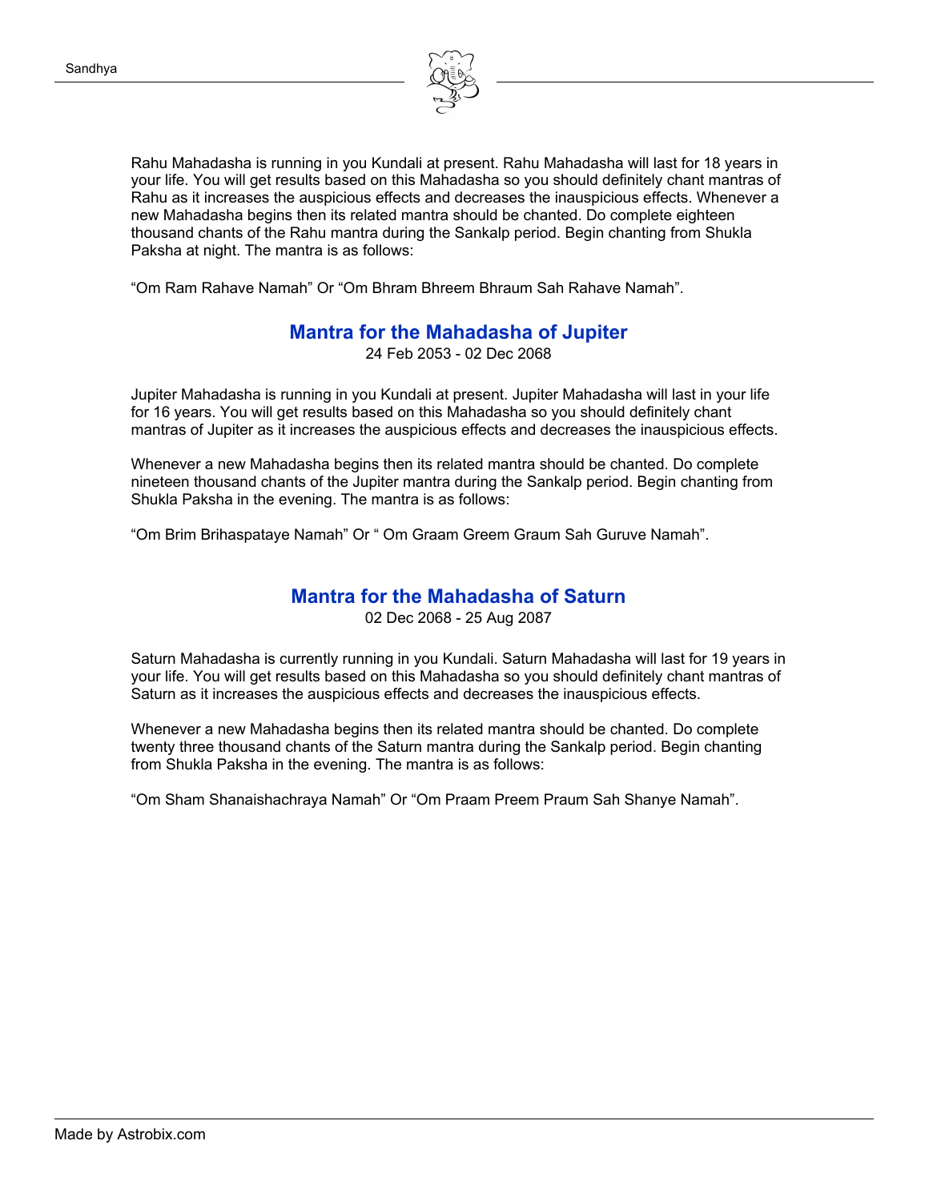Rahu Mahadasha is running in you Kundali at present. Rahu Mahadasha will last for 18 years in your life. You will get results based on this Mahadasha so you should definitely chant mantras of Rahu as it increases the auspicious effects and decreases the inauspicious effects. Whenever a new Mahadasha begins then its related mantra should be chanted. Do complete eighteen thousand chants of the Rahu mantra during the Sankalp period. Begin chanting from Shukla Paksha at night. The mantra is as follows:

“Om Ram Rahave Namah” Or “Om Bhram Bhreem Bhraum Sah Rahave Namah”.

## Mantra for the Mahadasha of Jupiter

24 Feb 2053 - 02 Dec 2068

Jupiter Mahadasha is running in you Kundali at present. Jupiter Mahadasha will last in your life for 16 years. You will get results based on this Mahadasha so you should definitely chant mantras of Jupiter as it increases the auspicious effects and decreases the inauspicious effects.

Whenever a new Mahadasha begins then its related mantra should be chanted. Do complete nineteen thousand chants of the Jupiter mantra during the Sankalp period. Begin chanting from Shukla Paksha in the evening. The mantra is as follows:

“Om Brim Brihaspataye Namah” Or “ Om Graam Greem Graum Sah Guruve Namah”.

## Mantra for the Mahadasha of Saturn

02 Dec 2068 - 25 Aug 2087

Saturn Mahadasha is currently running in you Kundali. Saturn Mahadasha will last for 19 years in your life. You will get results based on this Mahadasha so you should definitely chant mantras of Saturn as it increases the auspicious effects and decreases the inauspicious effects.

Whenever a new Mahadasha begins then its related mantra should be chanted. Do complete twenty three thousand chants of the Saturn mantra during the Sankalp period. Begin chanting from Shukla Paksha in the evening. The mantra is as follows:

“Om Sham Shanaishachraya Namah” Or “Om Praam Preem Praum Sah Shanye Namah”.